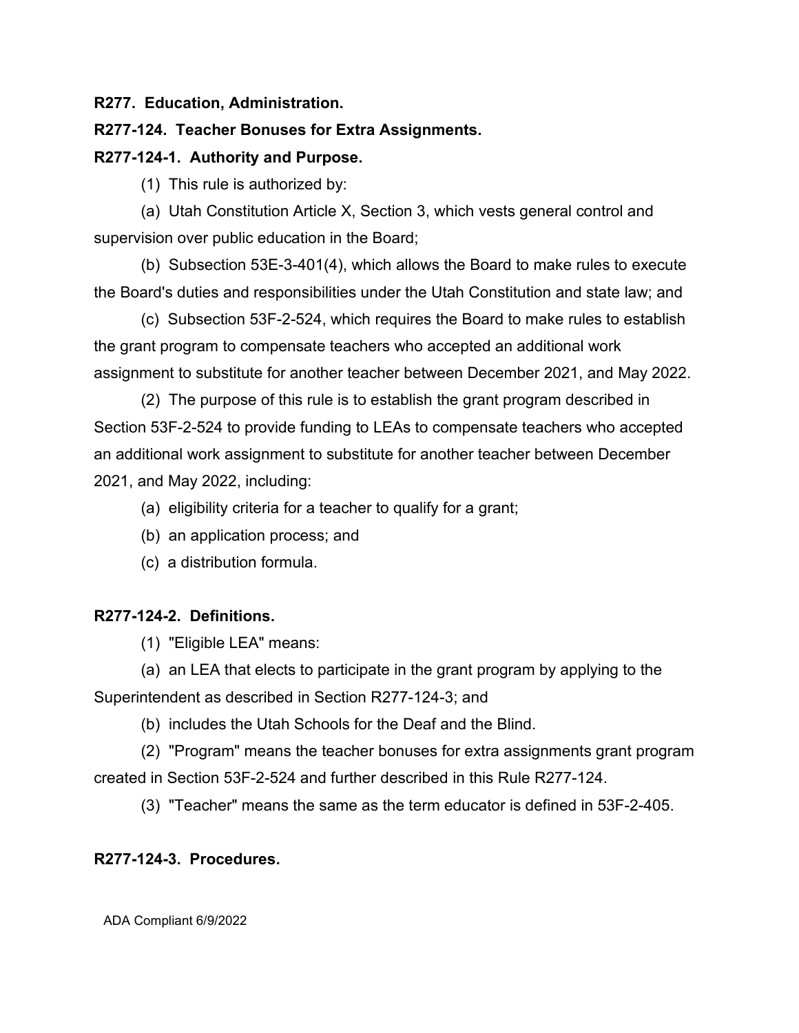**R277. Education, Administration.**

**R277-124. Teacher Bonuses for Extra Assignments.**

**R277-124-1. Authority and Purpose.**

(1) This rule is authorized by:

(a) Utah Constitution Article X, Section 3, which vests general control and supervision over public education in the Board;

(b) Subsection 53E-3-401(4), which allows the Board to make rules to execute the Board's duties and responsibilities under the Utah Constitution and state law; and

(c) Subsection 53F-2-524, which requires the Board to make rules to establish the grant program to compensate teachers who accepted an additional work assignment to substitute for another teacher between December 2021, and May 2022.

(2) The purpose of this rule is to establish the grant program described in Section 53F-2-524 to provide funding to LEAs to compensate teachers who accepted an additional work assignment to substitute for another teacher between December 2021, and May 2022, including:

(a) eligibility criteria for a teacher to qualify for a grant;

(b) an application process; and

(c) a distribution formula.

**R277-124-2. Definitions.**

(1) "Eligible LEA" means:

(a) an LEA that elects to participate in the grant program by applying to the Superintendent as described in Section R277-124-3; and

(b) includes the Utah Schools for the Deaf and the Blind.

(2) "Program" means the teacher bonuses for extra assignments grant program created in Section 53F-2-524 and further described in this Rule R277-124.

(3) "Teacher" means the same as the term educator is defined in 53F-2-405.

**R277-124-3. Procedures.**

ADA Compliant 6/9/2022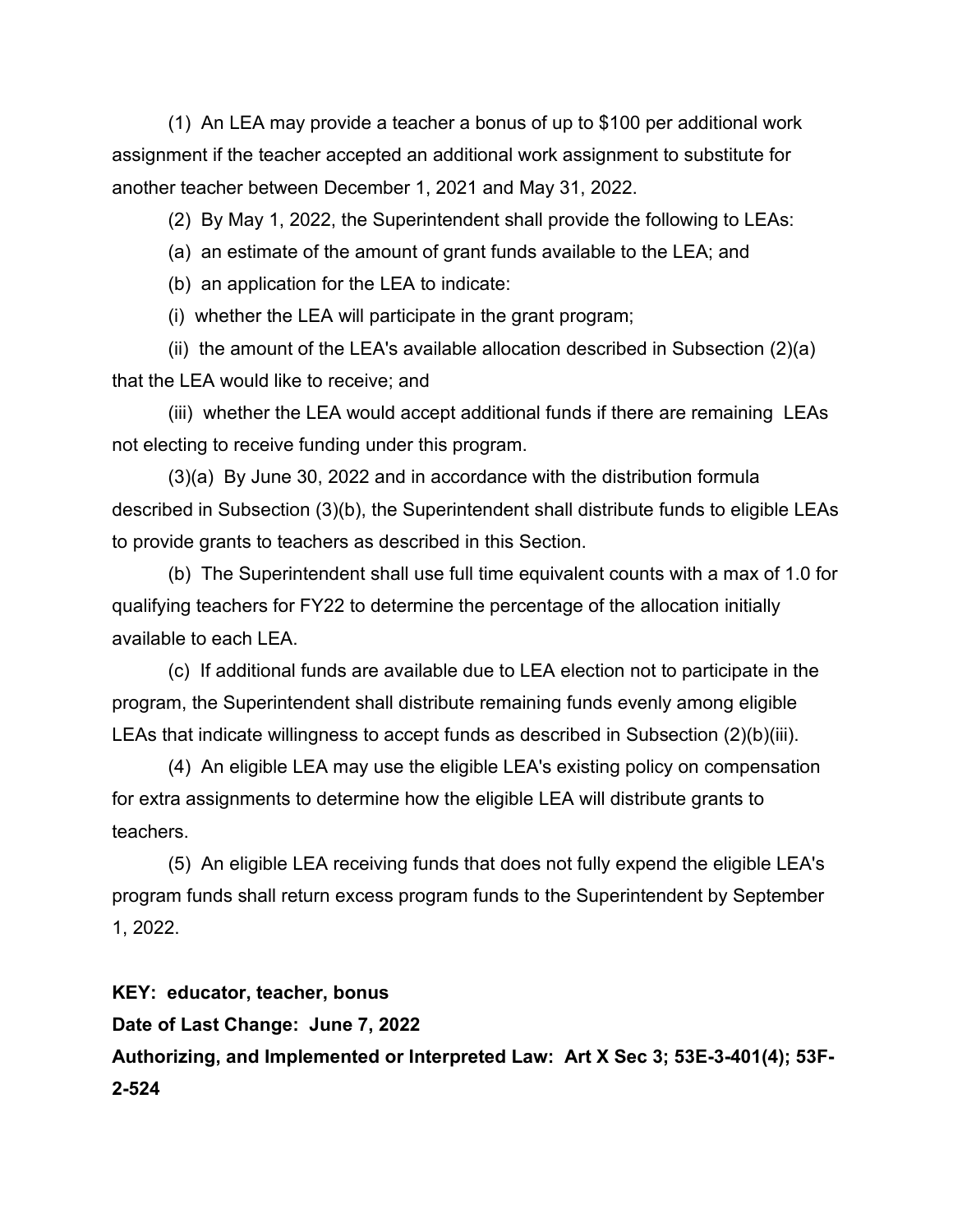(1) An LEA may provide a teacher a bonus of up to $100 per additional work assignment if the teacher accepted an additional work assignment to substitute for another teacher between December 1, 2021 and May 31, 2022.

(2) By May 1, 2022, the Superintendent shall provide the following to LEAs:

(a) an estimate of the amount of grant funds available to the LEA; and

(b) an application for the LEA to indicate:

(i) whether the LEA will participate in the grant program;

(ii) the amount of the LEA's available allocation described in Subsection (2)(a) that the LEA would like to receive; and

(iii) whether the LEA would accept additional funds if there are remaining LEAs not electing to receive funding under this program.

(3)(a) By June 30, 2022 and in accordance with the distribution formula described in Subsection (3)(b), the Superintendent shall distribute funds to eligible LEAs to provide grants to teachers as described in this Section.

(b) The Superintendent shall use full time equivalent counts with a max of 1.0 for qualifying teachers for FY22 to determine the percentage of the allocation initially available to each LEA.

(c) If additional funds are available due to LEA election not to participate in the program, the Superintendent shall distribute remaining funds evenly among eligible LEAs that indicate willingness to accept funds as described in Subsection (2)(b)(iii).

(4) An eligible LEA may use the eligible LEA's existing policy on compensation for extra assignments to determine how the eligible LEA will distribute grants to teachers.

(5) An eligible LEA receiving funds that does not fully expend the eligible LEA's program funds shall return excess program funds to the Superintendent by September 1, 2022.

**KEY: educator, teacher, bonus**

**Date of Last Change: June 7, 2022**

**Authorizing, and Implemented or Interpreted Law: Art X Sec 3; 53E-3-401(4); 53F-2-524**